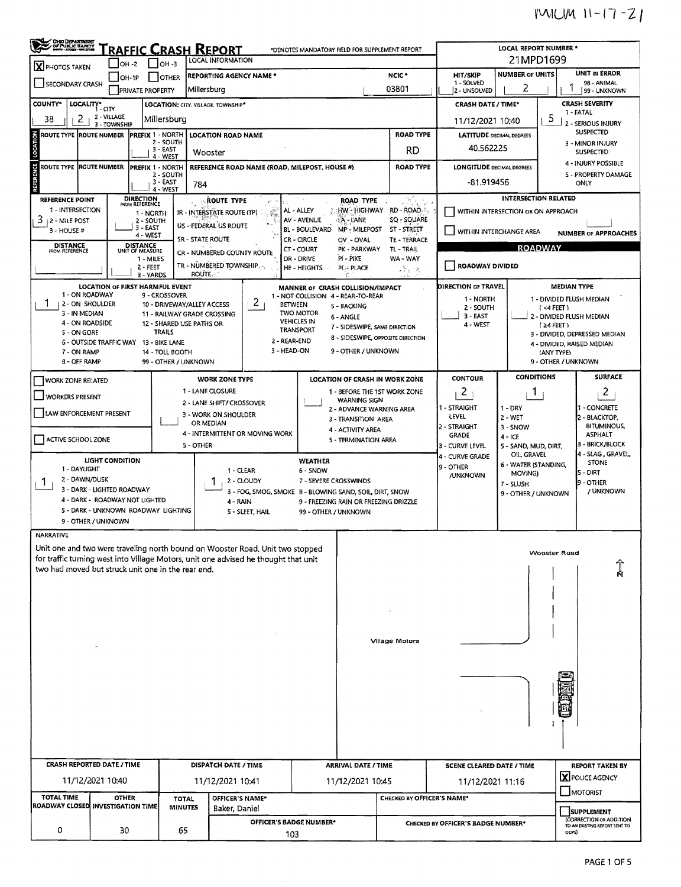MUCM 11-17-21

# TRAFFIC CRASH REPORT

*DENOTES MANDATORY FIELD FOR SUPPLEMENT REPORT

LOCAL REPORT NUMBER *: 21MPD1699

[X] PHOTOS TAKEN [ ] OH-2 [ ] OH-3 [ ] SECONDARY CRASH [ ] OH-1P [ ] OTHER [ ] PRIVATE PROPERTY

LOCAL INFORMATION

REPORTING AGENCY NAME *: Millersburg

NCIC *: 03801

HIT/SKIP: 1 - SOLVED, 2 - UNSOLVED

NUMBER OF UNITS: 2

UNIT IN ERROR: 1 (98 - ANIMAL, 99 - UNKNOWN)

COUNTY*: 38 LOCALITY*: 2 (1 - CITY, 2 - VILLAGE, 3 - TOWNSHIP)

LOCATION: CITY, VILLAGE, TOWNSHIP*: Millersburg

CRASH DATE / TIME*: 11/12/2021 10:40

CRASH SEVERITY: 5 (1 - FATAL, 2 - SERIOUS INJURY SUSPECTED, 3 - MINOR INJURY SUSPECTED, 4 - INJURY POSSIBLE, 5 - PROPERTY DAMAGE ONLY)

## LOCATION

ROUTE TYPE: ROUTE NUMBER: PREFIX (1 - NORTH, 2 - SOUTH, 3 - EAST, 4 - WEST):

LOCATION ROAD NAME: Wooster

ROAD TYPE: RD

LATITUDE DECIMAL DEGREES: 40.562225

## REFERENCE

ROUTE TYPE: ROUTE NUMBER: PREFIX (1 - NORTH, 2 - SOUTH, 3 - EAST, 4 - WEST):

REFERENCE ROAD NAME (ROAD, MILEPOST, HOUSE #): 784

ROAD TYPE:

LONGITUDE DECIMAL DEGREES: -81.919456

REFERENCE POINT: 3 (1 - INTERSECTION, 2 - MILE POST, 3 - HOUSE #)

DIRECTION FROM REFERENCE: (1 - NORTH, 2 - SOUTH, 3 - EAST, 4 - WEST)

DISTANCE FROM REFERENCE:

DISTANCE UNIT OF MEASURE: (1 - MILES, 2 - FEET, 3 - YARDS)

ROUTE TYPE: IR - INTERSTATE ROUTE (TP), US - FEDERAL US ROUTE, SR - STATE ROUTE, CR - NUMBERED COUNTY ROUTE, TR - NUMBERED TOWNSHIP ROUTE

ROAD TYPE: AL - ALLEY, AV - AVENUE, BL - BOULEVARD, CR - CIRCLE, CT - COURT, DR - DRIVE, HE - HEIGHTS, HW - HIGHWAY, LA - LANE, MP - MILEPOST, OV - OVAL, PK - PARKWAY, PI - PIKE, PL - PLACE, RD - ROAD, SQ - SQUARE, ST - STREET, TE - TERRACE, TL - TRAIL, WA - WAY

INTERSECTION RELATED: [ ] WITHIN INTERSECTION OR ON APPROACH [ ] WITHIN INTERCHANGE AREA NUMBER OF APPROACHES:

## ROADWAY

[ ] ROADWAY DIVIDED

LOCATION OF FIRST HARMFUL EVENT: 1 (1 - ON ROADWAY, 2 - ON SHOULDER, 3 - IN MEDIAN, 4 - ON ROADSIDE, 5 - ON GORE, 6 - OUTSIDE TRAFFIC WAY, 7 - ON RAMP, 8 - OFF RAMP, 9 - CROSSOVER, 10 - DRIVEWAY/ALLEY ACCESS, 11 - RAILWAY GRADE CROSSING, 12 - SHARED USE PATHS OR TRAILS, 13 - BIKE LANE, 14 - TOLL BOOTH, 99 - OTHER / UNKNOWN)

MANNER OF CRASH COLLISION/IMPACT: 2 (1 - NOT COLLISION BETWEEN TWO MOTOR VEHICLES IN TRANSPORT, 2 - REAR-END, 3 - HEAD-ON, 4 - REAR-TO-REAR, 5 - BACKING, 6 - ANGLE, 7 - SIDESWIPE, SAME DIRECTION, 8 - SIDESWIPE, OPPOSITE DIRECTION, 9 - OTHER / UNKNOWN)

DIRECTION OF TRAVEL: (1 - NORTH, 2 - SOUTH, 3 - EAST, 4 - WEST)

MEDIAN TYPE: (1 - DIVIDED FLUSH MEDIAN (<4 FEET), 2 - DIVIDED FLUSH MEDIAN (≥4 FEET), 3 - DIVIDED, DEPRESSED MEDIAN, 4 - DIVIDED, RAISED MEDIAN (ANY TYPE), 9 - OTHER / UNKNOWN)

[ ] WORK ZONE RELATED [ ] WORKERS PRESENT [ ] LAW ENFORCEMENT PRESENT [ ] ACTIVE SCHOOL ZONE

WORK ZONE TYPE: (1 - LANE CLOSURE, 2 - LANE SHIFT/ CROSSOVER, 3 - WORK ON SHOULDER OR MEDIAN, 4 - INTERMITTENT OR MOVING WORK, 5 - OTHER)

LOCATION OF CRASH IN WORK ZONE: (1 - BEFORE THE 1ST WORK ZONE WARNING SIGN, 2 - ADVANCE WARNING AREA, 3 - TRANSITION AREA, 4 - ACTIVITY AREA, 5 - TERMINATION AREA)

CONTOUR: 2 (1 - STRAIGHT LEVEL, 2 - STRAIGHT GRADE, 3 - CURVE LEVEL, 4 - CURVE GRADE, 9 - OTHER /UNKNOWN)

CONDITIONS: 1 (1 - DRY, 2 - WET, 3 - SNOW, 4 - ICE, 5 - SAND, MUD, DIRT, OIL, GRAVEL, 6 - WATER (STANDING, MOVING), 7 - SLUSH, 9 - OTHER / UNKNOWN)

SURFACE: 2 (1 - CONCRETE, 2 - BLACKTOP, BITUMINOUS, ASPHALT, 3 - BRICK/BLOCK, 4 - SLAG, GRAVEL, STONE, 5 - DIRT, 9 - OTHER / UNKNOWN)

LIGHT CONDITION: 1 (1 - DAYLIGHT, 2 - DAWN/DUSK, 3 - DARK - LIGHTED ROADWAY, 4 - DARK - ROADWAY NOT LIGHTED, 5 - DARK - UNKNOWN ROADWAY LIGHTING, 9 - OTHER / UNKNOWN)

WEATHER: 1 (1 - CLEAR, 2 - CLOUDY, 3 - FOG, SMOG, SMOKE, 4 - RAIN, 5 - SLEET, HAIL, 6 - SNOW, 7 - SEVERE CROSSWINDS, 8 - BLOWING SAND, SOIL, DIRT, SNOW, 9 - FREEZING RAIN OR FREEZING DRIZZLE, 99 - OTHER / UNKNOWN)

## NARRATIVE

Unit one and two were traveling north bound on Wooster Road. Unit two stopped for traffic turning west into Village Motors, unit one advised he thought that unit two had moved but struck unit one in the rear end.

Wooster Road

Village Motors

N

| CRASH REPORTED DATE / TIME | DISPATCH DATE / TIME | ARRIVAL DATE / TIME | SCENE CLEARED DATE / TIME | REPORT TAKEN BY |
|---|---|---|---|---|
| 11/12/2021 10:40 | 11/12/2021 10:41 | 11/12/2021 10:45 | 11/12/2021 11:16 | [X] POLICE AGENCY [ ] MOTORIST |

| TOTAL TIME ROADWAY CLOSED | OTHER INVESTIGATION TIME | TOTAL MINUTES | OFFICER'S NAME* | CHECKED BY OFFICER'S NAME* | |
|---|---|---|---|---|---|
| 0 | 30 | 65 | Baker, Daniel | | [ ] SUPPLEMENT (CORRECTION OR ADDITION TO AN EXISTING REPORT SENT TO ODPS) |
| | | | OFFICER'S BADGE NUMBER*: 103 | CHECKED BY OFFICER'S BADGE NUMBER* | |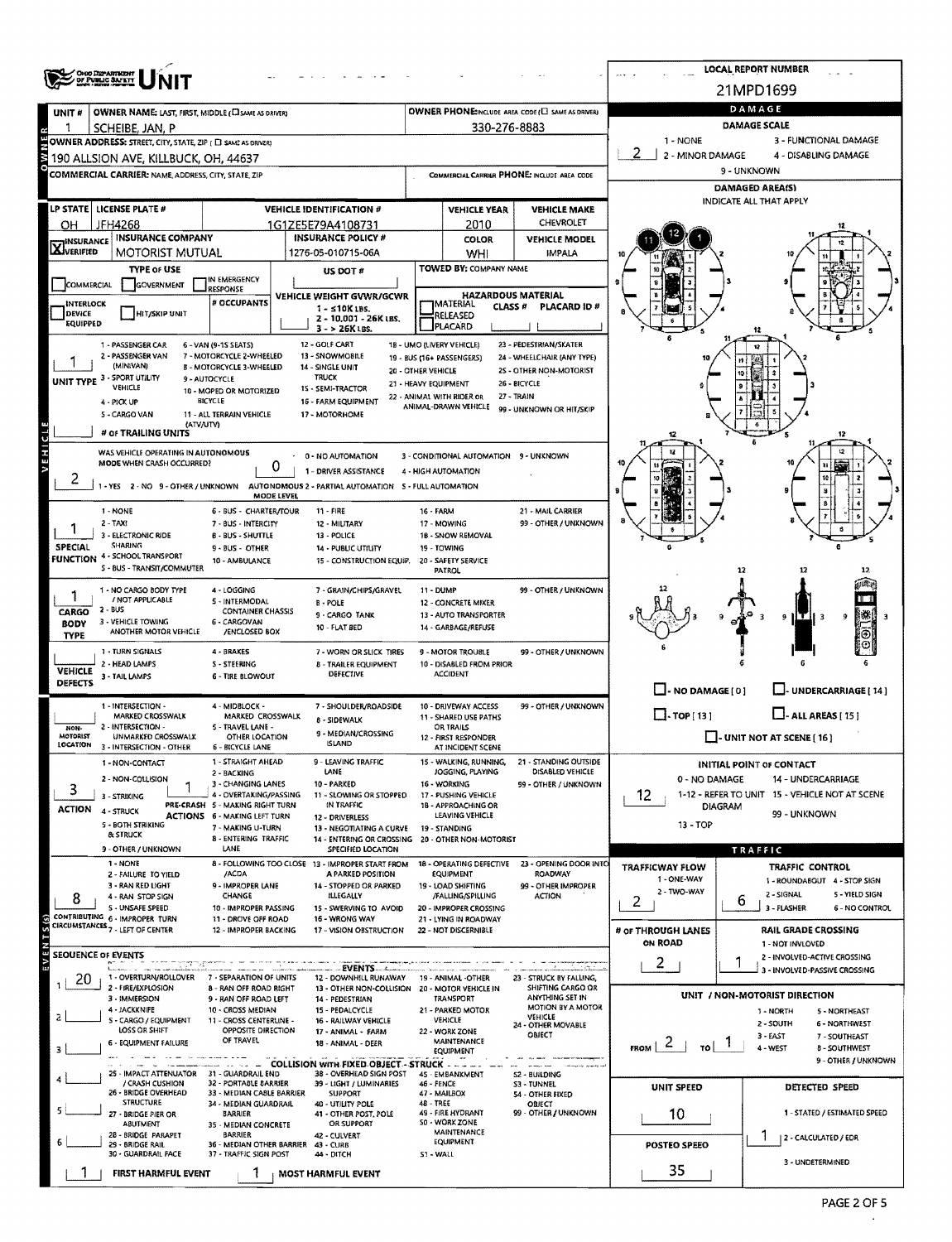# UNIT

**LOCAL REPORT NUMBER:** 21MPD1699

## OWNER

| UNIT # | OWNER NAME: LAST, FIRST, MIDDLE | OWNER PHONE |
|---|---|---|
| 1 | SCHEIBE, JAN, P | 330-276-8883 |

**OWNER ADDRESS:** 190 ALLSION AVE, KILLBUCK, OH, 44637

**COMMERCIAL CARRIER:** NAME, ADDRESS, CITY, STATE, ZIP

**COMMERCIAL CARRIER PHONE:**

## VEHICLE

| LP STATE | LICENSE PLATE # | VEHICLE IDENTIFICATION # | VEHICLE YEAR | VEHICLE MAKE |
|---|---|---|---|---|
| OH | JFH4268 | 1G1ZE5E79A4108731 | 2010 | CHEVROLET |

| INSURANCE | INSURANCE COMPANY | INSURANCE POLICY # | COLOR | VEHICLE MODEL |
|---|---|---|---|---|
| X VERIFIED | MOTORIST MUTUAL | 1276-05-010715-06A | WHI | IMPALA |

**TYPE OF USE:** COMMERCIAL / GOVERNMENT / IN EMERGENCY RESPONSE

**US DOT #:**

**TOWED BY: COMPANY NAME:**

INTERLOCK DEVICE EQUIPPED / HIT/SKIP UNIT / # OCCUPANTS

**VEHICLE WEIGHT GVWR/GCWR:** 1 - ≤10K LBS. 2 - 10,001 - 26K LBS. 3 - > 26K LBS.

**HAZARDOUS MATERIAL:** MATERIAL RELEASED / PLACARD; CLASS #; PLACARD ID #

**UNIT TYPE:** 1

1 - PASSENGER CAR, 2 - PASSENGER VAN (MINIVAN), 3 - SPORT UTILITY VEHICLE, 4 - PICK UP, 5 - CARGO VAN, 6 - VAN (9-15 SEATS), 7 - MOTORCYCLE 2-WHEELED, 8 - MOTORCYCLE 3-WHEELED, 9 - AUTOCYCLE, 10 - MOPED OR MOTORIZED BICYCLE, 11 - ALL TERRAIN VEHICLE (ATV/UTV), 12 - GOLF CART, 13 - SNOWMOBILE, 14 - SINGLE UNIT TRUCK, 15 - SEMI-TRACTOR, 16 - FARM EQUIPMENT, 17 - MOTORHOME, 18 - LIMO (LIVERY VEHICLE), 19 - BUS (16+ PASSENGERS), 20 - OTHER VEHICLE, 21 - HEAVY EQUIPMENT, 22 - ANIMAL WITH RIDER OR ANIMAL-DRAWN VEHICLE, 23 - PEDESTRIAN/SKATER, 24 - WHEELCHAIR (ANY TYPE), 25 - OTHER NON-MOTORIST, 26 - BICYCLE, 27 - TRAIN, 99 - UNKNOWN OR HIT/SKIP

**# OF TRAILING UNITS:**

**WAS VEHICLE OPERATING IN AUTONOMOUS MODE WHEN CRASH OCCURRED?** 2 (1 - YES 2 - NO 9 - OTHER / UNKNOWN)

**AUTONOMOUS MODE LEVEL:** 0 (0 - NO AUTOMATION, 1 - DRIVER ASSISTANCE, 2 - PARTIAL AUTOMATION, 3 - CONDITIONAL AUTOMATION, 4 - HIGH AUTOMATION, 5 - FULL AUTOMATION, 9 - UNKNOWN)

**SPECIAL FUNCTION:** 1

1 - NONE, 2 - TAXI, 3 - ELECTRONIC RIDE SHARING, 4 - SCHOOL TRANSPORT, 5 - BUS - TRANSIT/COMMUTER, 6 - BUS - CHARTER/TOUR, 7 - BUS - INTERCITY, 8 - BUS - SHUTTLE, 9 - BUS - OTHER, 10 - AMBULANCE, 11 - FIRE, 12 - MILITARY, 13 - POLICE, 14 - PUBLIC UTILITY, 15 - CONSTRUCTION EQUIP., 16 - FARM, 17 - MOWING, 18 - SNOW REMOVAL, 19 - TOWING, 20 - SAFETY SERVICE PATROL, 21 - MAIL CARRIER, 99 - OTHER / UNKNOWN

**CARGO BODY TYPE:** 1

1 - NO CARGO BODY TYPE / NOT APPLICABLE, 2 - BUS, 3 - VEHICLE TOWING ANOTHER MOTOR VEHICLE, 4 - LOGGING, 5 - INTERMODAL CONTAINER CHASSIS, 6 - CARGOVAN /ENCLOSED BOX, 7 - GRAIN/CHIPS/GRAVEL, 8 - POLE, 9 - CARGO TANK, 10 - FLAT BED, 11 - DUMP, 12 - CONCRETE MIXER, 13 - AUTO TRANSPORTER, 14 - GARBAGE/REFUSE, 99 - OTHER / UNKNOWN

**VEHICLE DEFECTS:**

1 - TURN SIGNALS, 2 - HEAD LAMPS, 3 - TAIL LAMPS, 4 - BRAKES, 5 - STEERING, 6 - TIRE BLOWOUT, 7 - WORN OR SLICK TIRES, 8 - TRAILER EQUIPMENT DEFECTIVE, 9 - MOTOR TROUBLE, 10 - DISABLED FROM PRIOR ACCIDENT, 99 - OTHER / UNKNOWN

**NON-MOTORIST LOCATION:**

1 - INTERSECTION - MARKED CROSSWALK, 2 - INTERSECTION - UNMARKED CROSSWALK, 3 - INTERSECTION - OTHER, 4 - MIDBLOCK - MARKED CROSSWALK, 5 - TRAVEL LANE - OTHER LOCATION, 6 - BICYCLE LANE, 7 - SHOULDER/ROADSIDE, 8 - SIDEWALK, 9 - MEDIAN/CROSSING ISLAND, 10 - DRIVEWAY ACCESS, 11 - SHARED USE PATHS OR TRAILS, 12 - FIRST RESPONDER AT INCIDENT SCENE, 99 - OTHER / UNKNOWN

**ACTION:** 3

1 - NON-CONTACT, 2 - NON-COLLISION, 3 - STRIKING, 4 - STRUCK, 5 - BOTH STRIKING & STRUCK, 9 - OTHER / UNKNOWN

**PRE-CRASH ACTIONS:** 1

1 - STRAIGHT AHEAD, 2 - BACKING, 3 - CHANGING LANES, 4 - OVERTAKING/PASSING, 5 - MAKING RIGHT TURN, 6 - MAKING LEFT TURN, 7 - MAKING U-TURN, 8 - ENTERING TRAFFIC LANE, 9 - LEAVING TRAFFIC LANE, 10 - PARKED, 11 - SLOWING OR STOPPED IN TRAFFIC, 12 - DRIVERLESS, 13 - NEGOTIATING A CURVE, 14 - ENTERING OR CROSSING SPECIFIED LOCATION, 15 - WALKING, RUNNING, JOGGING, PLAYING, 16 - WORKING, 17 - PUSHING VEHICLE, 18 - APPROACHING OR LEAVING VEHICLE, 19 - STANDING, 20 - OTHER NON-MOTORIST, 21 - STANDING OUTSIDE DISABLED VEHICLE, 99 - OTHER / UNKNOWN

**CONTRIBUTING CIRCUMSTANCES:** 8

1 - NONE, 2 - FAILURE TO YIELD, 3 - RAN RED LIGHT, 4 - RAN STOP SIGN, 5 - UNSAFE SPEED, 6 - IMPROPER TURN, 7 - LEFT OF CENTER, 8 - FOLLOWING TOO CLOSE /ACDA, 9 - IMPROPER LANE CHANGE, 10 - IMPROPER PASSING, 11 - DROVE OFF ROAD, 12 - IMPROPER BACKING, 13 - IMPROPER START FROM A PARKED POSITION, 14 - STOPPED OR PARKED ILLEGALLY, 15 - SWERVING TO AVOID, 16 - WRONG WAY, 17 - VISION OBSTRUCTION, 18 - OPERATING DEFECTIVE EQUIPMENT, 19 - LOAD SHIFTING /FALLING/SPILLING, 20 - IMPROPER CROSSING, 21 - LYING IN ROADWAY, 22 - NOT DISCERNIBLE, 23 - OPENING DOOR INTO ROADWAY, 99 - OTHER IMPROPER ACTION

## SEQUENCE OF EVENTS

1. 20
2. 
3. 
4. 
5. 
6. 

**EVENTS:** 1 - OVERTURN/ROLLOVER, 2 - FIRE/EXPLOSION, 3 - IMMERSION, 4 - JACKKNIFE, 5 - CARGO / EQUIPMENT LOSS OR SHIFT, 6 - EQUIPMENT FAILURE, 7 - SEPARATION OF UNITS, 8 - RAN OFF ROAD RIGHT, 9 - RAN OFF ROAD LEFT, 10 - CROSS MEDIAN, 11 - CROSS CENTERLINE - OPPOSITE DIRECTION OF TRAVEL, 12 - DOWNHILL RUNAWAY, 13 - OTHER NON-COLLISION, 14 - PEDESTRIAN, 15 - PEDALCYCLE, 16 - RAILWAY VEHICLE, 17 - ANIMAL - FARM, 18 - ANIMAL - DEER, 19 - ANIMAL -OTHER, 20 - MOTOR VEHICLE IN TRANSPORT, 21 - PARKED MOTOR VEHICLE, 22 - WORK ZONE MAINTENANCE EQUIPMENT, 23 - STRUCK BY FALLING, SHIFTING CARGO OR ANYTHING SET IN MOTION BY A MOTOR VEHICLE, 24 - OTHER MOVABLE OBJECT

**COLLISION WITH FIXED OBJECT - STRUCK:** 25 - IMPACT ATTENUATOR / CRASH CUSHION, 26 - BRIDGE OVERHEAD STRUCTURE, 27 - BRIDGE PIER OR ABUTMENT, 28 - BRIDGE PARAPET, 29 - BRIDGE RAIL, 30 - GUARDRAIL FACE, 31 - GUARDRAIL END, 32 - PORTABLE BARRIER, 33 - MEDIAN CABLE BARRIER, 34 - MEDIAN GUARDRAIL BARRIER, 35 - MEDIAN CONCRETE BARRIER, 36 - MEDIAN OTHER BARRIER, 37 - TRAFFIC SIGN POST, 38 - OVERHEAD SIGN POST, 39 - LIGHT / LUMINARIES SUPPORT, 40 - UTILITY POLE, 41 - OTHER POST, POLE OR SUPPORT, 42 - CULVERT, 43 - CURB, 44 - DITCH, 45 - EMBANKMENT, 46 - FENCE, 47 - MAILBOX, 48 - TREE, 49 - FIRE HYDRANT, 50 - WORK ZONE MAINTENANCE EQUIPMENT, 51 - WALL, 52 - BUILDING, 53 - TUNNEL, 54 - OTHER FIXED OBJECT, 99 - OTHER / UNKNOWN

**FIRST HARMFUL EVENT:** 1 **MOST HARMFUL EVENT:** 1

## DAMAGE

**DAMAGE SCALE:** 2 (1 - NONE, 2 - MINOR DAMAGE, 3 - FUNCTIONAL DAMAGE, 4 - DISABLING DAMAGE, 9 - UNKNOWN)

**DAMAGED AREA(S)** — INDICATE ALL THAT APPLY: 11, 12, 1

NO DAMAGE [0] / UNDERCARRIAGE [14] / TOP [13] / ALL AREAS [15] / UNIT NOT AT SCENE [16]

**INITIAL POINT OF CONTACT:** 12

0 - NO DAMAGE, 1-12 - REFER TO UNIT DIAGRAM, 13 - TOP, 14 - UNDERCARRIAGE, 15 - VEHICLE NOT AT SCENE, 99 - UNKNOWN

## TRAFFIC

**TRAFFICWAY FLOW:** 2 (1 - ONE-WAY, 2 - TWO-WAY)

**TRAFFIC CONTROL:** 6 (1 - ROUNDABOUT, 2 - SIGNAL, 3 - FLASHER, 4 - STOP SIGN, 5 - YIELD SIGN, 6 - NO CONTROL)

**# OF THROUGH LANES ON ROAD:** 2

**RAIL GRADE CROSSING:** 1 (1 - NOT INVLOVED, 2 - INVOLVED-ACTIVE CROSSING, 3 - INVOLVED-PASSIVE CROSSING)

**UNIT / NON-MOTORIST DIRECTION:** FROM 2 TO 1

1 - NORTH, 2 - SOUTH, 3 - EAST, 4 - WEST, 5 - NORTHEAST, 6 - NORTHWEST, 7 - SOUTHEAST, 8 - SOUTHWEST, 9 - OTHER / UNKNOWN

**UNIT SPEED:** 10

**POSTED SPEED:** 35

**DETECTED SPEED:** 1 (1 - STATED / ESTIMATED SPEED, 2 - CALCULATED / EDR, 3 - UNDETERMINED)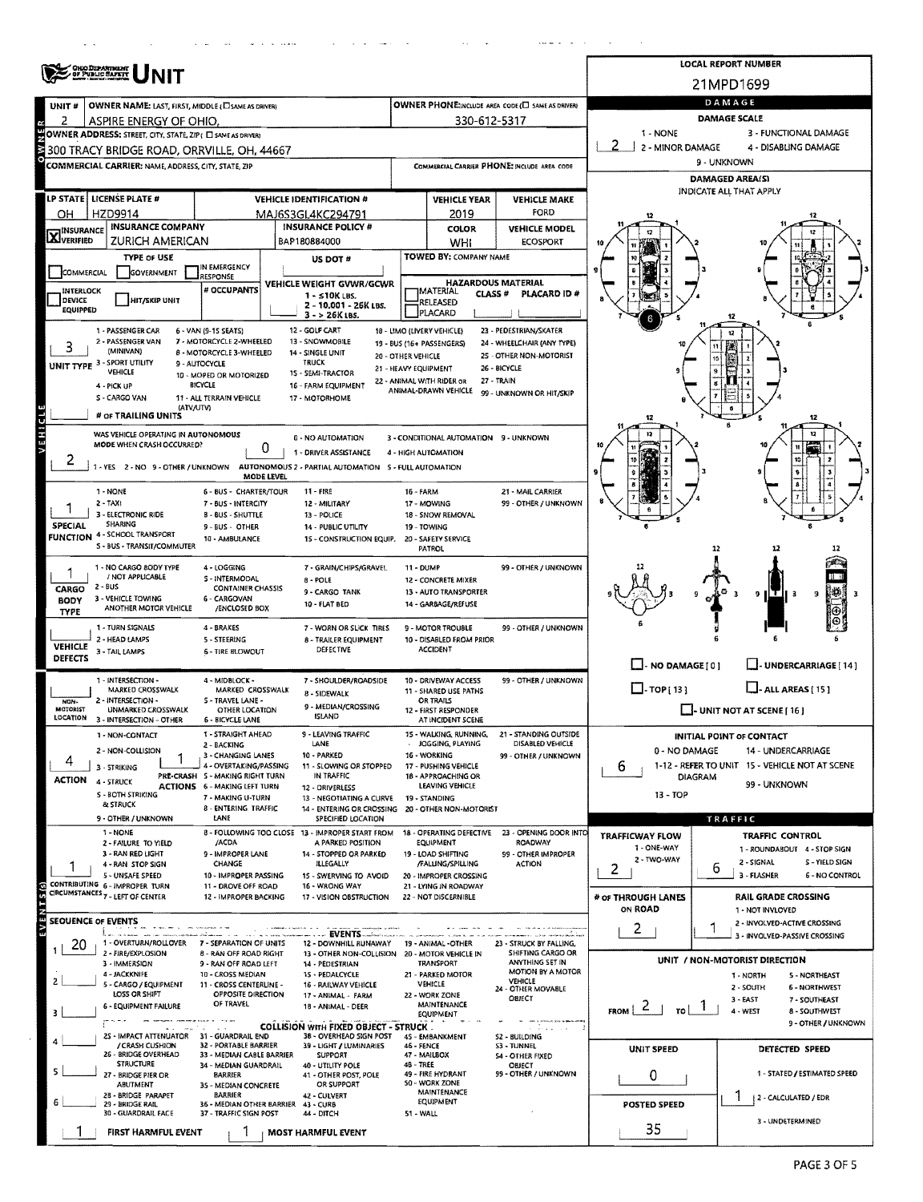# OHIO DEPARTMENT OF PUBLIC SAFETY UNIT

**LOCAL REPORT NUMBER:** 21MPD1699

| UNIT # | OWNER NAME: LAST, FIRST, MIDDLE (☐ SAME AS DRIVER) | OWNER PHONE: INCLUDE AREA CODE (☐ SAME AS DRIVER) |
|---|---|---|
| 2 | ASPIRE ENERGY OF OHIO, | 330-612-5317 |

**OWNER ADDRESS:** STREET, CITY, STATE, ZIP (☐ SAME AS DRIVER)
300 TRACY BRIDGE ROAD, ORRVILLE, OH, 44667

**COMMERCIAL CARRIER:** NAME, ADDRESS, CITY, STATE, ZIP | **COMMERCIAL CARRIER PHONE:** INCLUDE AREA CODE

| LP STATE | LICENSE PLATE # | VEHICLE IDENTIFICATION # | VEHICLE YEAR | VEHICLE MAKE |
|---|---|---|---|---|
| OH | HZD9914 | MAJ6S3GL4KC294791 | 2019 | FORD |

| INSURANCE | INSURANCE COMPANY | INSURANCE POLICY # | COLOR | VEHICLE MODEL |
|---|---|---|---|---|
| ☒ VERIFIED | ZURICH AMERICAN | BAP180884000 | WHI | ECOSPORT |

**TYPE OF USE:** ☐ COMMERCIAL ☐ GOVERNMENT ☐ IN EMERGENCY RESPONSE
**US DOT #**
**TOWED BY:** COMPANY NAME
☐ INTERLOCK DEVICE EQUIPPED ☐ HIT/SKIP UNIT
**# OCCUPANTS**
**VEHICLE WEIGHT GVWR/GCWR:** 1 - ≤10K LBS. 2 - 10,001 - 26K LBS. 3 - > 26K LBS.
**HAZARDOUS MATERIAL:** ☐ MATERIAL RELEASED ☐ PLACARD CLASS # PLACARD ID #

**UNIT TYPE:** 3
1 - PASSENGER CAR, 2 - PASSENGER VAN (MINIVAN), 3 - SPORT UTILITY VEHICLE, 4 - PICK UP, 5 - CARGO VAN, 6 - VAN (9-15 SEATS), 7 - MOTORCYCLE 2-WHEELED, 8 - MOTORCYCLE 3-WHEELED, 9 - AUTOCYCLE, 10 - MOPED OR MOTORIZED BICYCLE, 11 - ALL TERRAIN VEHICLE (ATV/UTV), 12 - GOLF CART, 13 - SNOWMOBILE, 14 - SINGLE UNIT TRUCK, 15 - SEMI-TRACTOR, 16 - FARM EQUIPMENT, 17 - MOTORHOME, 18 - LIMO (LIVERY VEHICLE), 19 - BUS (16+ PASSENGERS), 20 - OTHER VEHICLE, 21 - HEAVY EQUIPMENT, 22 - ANIMAL WITH RIDER OR ANIMAL-DRAWN VEHICLE, 23 - PEDESTRIAN/SKATER, 24 - WHEELCHAIR (ANY TYPE), 25 - OTHER NON-MOTORIST, 26 - BICYCLE, 27 - TRAIN, 99 - UNKNOWN OR HIT/SKIP

**# OF TRAILING UNITS**

**WAS VEHICLE OPERATING IN AUTONOMOUS MODE WHEN CRASH OCCURRED?** 2
1 - YES 2 - NO 9 - OTHER / UNKNOWN
**AUTONOMOUS MODE LEVEL:** 0
0 - NO AUTOMATION, 1 - DRIVER ASSISTANCE, 2 - PARTIAL AUTOMATION, 3 - CONDITIONAL AUTOMATION, 4 - HIGH AUTOMATION, 5 - FULL AUTOMATION, 9 - UNKNOWN

**SPECIAL FUNCTION:** 1
1 - NONE, 2 - TAXI, 3 - ELECTRONIC RIDE SHARING, 4 - SCHOOL TRANSPORT, 5 - BUS - TRANSIT/COMMUTER, 6 - BUS - CHARTER/TOUR, 7 - BUS - INTERCITY, 8 - BUS - SHUTTLE, 9 - BUS - OTHER, 10 - AMBULANCE, 11 - FIRE, 12 - MILITARY, 13 - POLICE, 14 - PUBLIC UTILITY, 15 - CONSTRUCTION EQUIP., 16 - FARM, 17 - MOWING, 18 - SNOW REMOVAL, 19 - TOWING, 20 - SAFETY SERVICE PATROL, 21 - MAIL CARRIER, 99 - OTHER / UNKNOWN

**CARGO BODY TYPE:** 1
1 - NO CARGO BODY TYPE / NOT APPLICABLE, 2 - BUS, 3 - VEHICLE TOWING ANOTHER MOTOR VEHICLE, 4 - LOGGING, 5 - INTERMODAL CONTAINER CHASSIS, 6 - CARGOVAN /ENCLOSED BOX, 7 - GRAIN/CHIPS/GRAVEL, 8 - POLE, 9 - CARGO TANK, 10 - FLAT BED, 11 - DUMP, 12 - CONCRETE MIXER, 13 - AUTO TRANSPORTER, 14 - GARBAGE/REFUSE, 99 - OTHER / UNKNOWN

**VEHICLE DEFECTS:**
1 - TURN SIGNALS, 2 - HEAD LAMPS, 3 - TAIL LAMPS, 4 - BRAKES, 5 - STEERING, 6 - TIRE BLOWOUT, 7 - WORN OR SLICK TIRES, 8 - TRAILER EQUIPMENT DEFECTIVE, 9 - MOTOR TROUBLE, 10 - DISABLED FROM PRIOR ACCIDENT, 99 - OTHER / UNKNOWN

**NON-MOTORIST LOCATION:**
1 - INTERSECTION - MARKED CROSSWALK, 2 - INTERSECTION - UNMARKED CROSSWALK, 3 - INTERSECTION - OTHER, 4 - MIDBLOCK - MARKED CROSSWALK, 5 - TRAVEL LANE - OTHER LOCATION, 6 - BICYCLE LANE, 7 - SHOULDER/ROADSIDE, 8 - SIDEWALK, 9 - MEDIAN/CROSSING ISLAND, 10 - DRIVEWAY ACCESS, 11 - SHARED USE PATHS OR TRAILS, 12 - FIRST RESPONDER AT INCIDENT SCENE, 99 - OTHER / UNKNOWN

**ACTION:** 4 **PRE-CRASH ACTIONS:** 1
1 - NON-CONTACT, 2 - NON-COLLISION, 3 - STRIKING, 4 - STRUCK, 5 - BOTH STRIKING & STRUCK, 9 - OTHER / UNKNOWN
1 - STRAIGHT AHEAD, 2 - BACKING, 3 - CHANGING LANES, 4 - OVERTAKING/PASSING, 5 - MAKING RIGHT TURN, 6 - MAKING LEFT TURN, 7 - MAKING U-TURN, 8 - ENTERING TRAFFIC LANE, 9 - LEAVING TRAFFIC LANE, 10 - PARKED, 11 - SLOWING OR STOPPED IN TRAFFIC, 12 - DRIVERLESS, 13 - NEGOTIATING A CURVE, 14 - ENTERING OR CROSSING SPECIFIED LOCATION, 15 - WALKING, RUNNING, JOGGING, PLAYING, 16 - WORKING, 17 - PUSHING VEHICLE, 18 - APPROACHING OR LEAVING VEHICLE, 19 - STANDING, 20 - OTHER NON-MOTORIST, 21 - STANDING OUTSIDE DISABLED VEHICLE, 99 - OTHER / UNKNOWN

**CONTRIBUTING CIRCUMSTANCES:** 1
1 - NONE, 2 - FAILURE TO YIELD, 3 - RAN RED LIGHT, 4 - RAN STOP SIGN, 5 - UNSAFE SPEED, 6 - IMPROPER TURN, 7 - LEFT OF CENTER, 8 - FOLLOWING TOO CLOSE /ACDA, 9 - IMPROPER LANE CHANGE, 10 - IMPROPER PASSING, 11 - DROVE OFF ROAD, 12 - IMPROPER BACKING, 13 - IMPROPER START FROM A PARKED POSITION, 14 - STOPPED OR PARKED ILLEGALLY, 15 - SWERVING TO AVOID, 16 - WRONG WAY, 17 - VISION OBSTRUCTION, 18 - OPERATING DEFECTIVE EQUIPMENT, 19 - LOAD SHIFTING /FALLING/SPILLING, 20 - IMPROPER CROSSING, 21 - LYING IN ROADWAY, 22 - NOT DISCERNIBLE, 23 - OPENING DOOR INTO ROADWAY, 99 - OTHER IMPROPER ACTION

**SEQUENCE OF EVENTS:** 1: 20

**EVENTS:**
1 - OVERTURN/ROLLOVER, 2 - FIRE/EXPLOSION, 3 - IMMERSION, 4 - JACKKNIFE, 5 - CARGO / EQUIPMENT LOSS OR SHIFT, 6 - EQUIPMENT FAILURE, 7 - SEPARATION OF UNITS, 8 - RAN OFF ROAD RIGHT, 9 - RAN OFF ROAD LEFT, 10 - CROSS MEDIAN, 11 - CROSS CENTERLINE - OPPOSITE DIRECTION OF TRAVEL, 12 - DOWNHILL RUNAWAY, 13 - OTHER NON-COLLISION, 14 - PEDESTRIAN, 15 - PEDALCYCLE, 16 - RAILWAY VEHICLE, 17 - ANIMAL - FARM, 18 - ANIMAL - DEER, 19 - ANIMAL -OTHER, 20 - MOTOR VEHICLE IN TRANSPORT, 21 - PARKED MOTOR VEHICLE, 22 - WORK ZONE MAINTENANCE EQUIPMENT, 23 - STRUCK BY FALLING, SHIFTING CARGO OR ANYTHING SET IN MOTION BY A MOTOR VEHICLE, 24 - OTHER MOVABLE OBJECT

**COLLISION WITH FIXED OBJECT - STRUCK:**
25 - IMPACT ATTENUATOR / CRASH CUSHION, 26 - BRIDGE OVERHEAD STRUCTURE, 27 - BRIDGE PIER OR ABUTMENT, 28 - BRIDGE PARAPET, 29 - BRIDGE RAIL, 30 - GUARDRAIL FACE, 31 - GUARDRAIL END, 32 - PORTABLE BARRIER, 33 - MEDIAN CABLE BARRIER, 34 - MEDIAN GUARDRAIL BARRIER, 35 - MEDIAN CONCRETE BARRIER, 36 - MEDIAN OTHER BARRIER, 37 - TRAFFIC SIGN POST, 38 - OVERHEAD SIGN POST, 39 - LIGHT / LUMINARIES SUPPORT, 40 - UTILITY POLE, 41 - OTHER POST, POLE OR SUPPORT, 42 - CULVERT, 43 - CURB, 44 - DITCH, 45 - EMBANKMENT, 46 - FENCE, 47 - MAILBOX, 48 - TREE, 49 - FIRE HYDRANT, 50 - WORK ZONE MAINTENANCE EQUIPMENT, 51 - WALL, 52 - BUILDING, 53 - TUNNEL, 54 - OTHER FIXED OBJECT, 99 - OTHER / UNKNOWN

**FIRST HARMFUL EVENT:** 1 **MOST HARMFUL EVENT:** 1

## DAMAGE

**DAMAGE SCALE:** 2
1 - NONE, 2 - MINOR DAMAGE, 3 - FUNCTIONAL DAMAGE, 4 - DISABLING DAMAGE, 9 - UNKNOWN

**DAMAGED AREA(S)** INDICATE ALL THAT APPLY: 6

☐ - NO DAMAGE [0] ☐ - UNDERCARRIAGE [14] ☐ - TOP [13] ☐ - ALL AREAS [15] ☐ - UNIT NOT AT SCENE [16]

**INITIAL POINT OF CONTACT:** 6
0 - NO DAMAGE, 1-12 - REFER TO UNIT DIAGRAM, 13 - TOP, 14 - UNDERCARRIAGE, 15 - VEHICLE NOT AT SCENE, 99 - UNKNOWN

## TRAFFIC

**TRAFFICWAY FLOW:** 2
1 - ONE-WAY, 2 - TWO-WAY

**TRAFFIC CONTROL:** 6
1 - ROUNDABOUT, 2 - SIGNAL, 3 - FLASHER, 4 - STOP SIGN, 5 - YIELD SIGN, 6 - NO CONTROL

**# OF THROUGH LANES ON ROAD:** 2

**RAIL GRADE CROSSING:** 1
1 - NOT INVOLVED, 2 - INVOLVED-ACTIVE CROSSING, 3 - INVOLVED-PASSIVE CROSSING

**UNIT / NON-MOTORIST DIRECTION:** FROM 2 TO 1
1 - NORTH, 2 - SOUTH, 3 - EAST, 4 - WEST, 5 - NORTHEAST, 6 - NORTHWEST, 7 - SOUTHEAST, 8 - SOUTHWEST, 9 - OTHER / UNKNOWN

**UNIT SPEED:** 0
**DETECTED SPEED:** 1
1 - STATED / ESTIMATED SPEED, 2 - CALCULATED / EDR, 3 - UNDETERMINED
**POSTED SPEED:** 35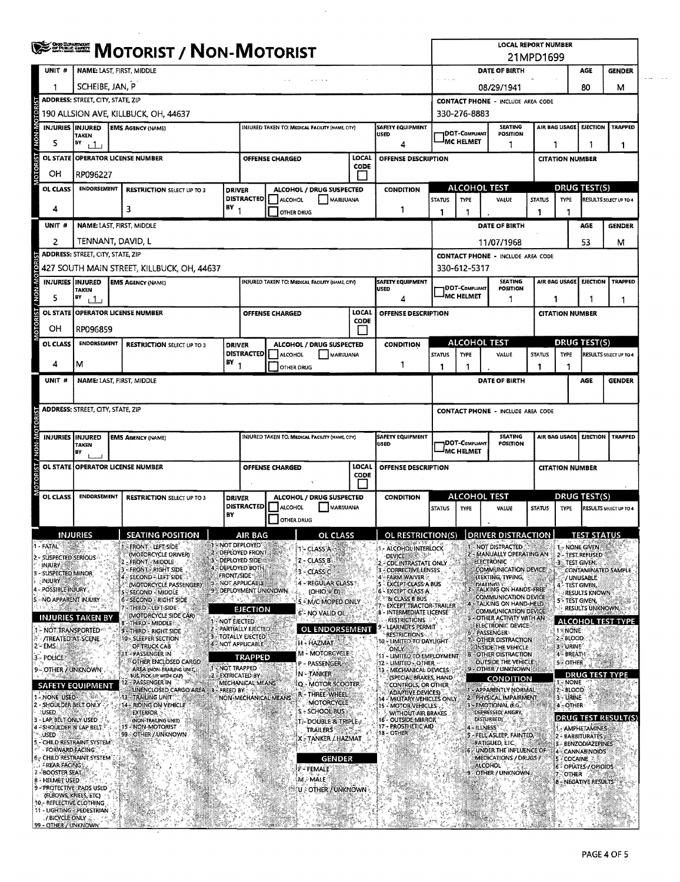# MOTORIST / NON-MOTORIST

**LOCAL REPORT NUMBER:** 21MPD1699

## Unit 1

| UNIT # | NAME: LAST, FIRST, MIDDLE | DATE OF BIRTH | AGE | GENDER |
|---|---|---|---|---|
| 1 | SCHEIBE, JAN, P | 08/29/1941 | 80 | M |

| ADDRESS: STREET, CITY, STATE, ZIP | CONTACT PHONE - INCLUDE AREA CODE |
|---|---|
| 190 ALLSION AVE, KILLBUCK, OH, 44637 | 330-276-8883 |

| INJURIES | INJURED TAKEN BY | EMS AGENCY (NAME) | INJURED TAKEN TO: MEDICAL FACILITY (NAME, CITY) | SAFETY EQUIPMENT USED | DOT-COMPLIANT MC HELMET | SEATING POSITION | AIR BAG USAGE | EJECTION | TRAPPED |
|---|---|---|---|---|---|---|---|---|---|
| 5 | 1 | | | 4 | | 1 | 1 | 1 | 1 |

| OL STATE | OPERATOR LICENSE NUMBER | OFFENSE CHARGED | LOCAL CODE | OFFENSE DESCRIPTION | CITATION NUMBER |
|---|---|---|---|---|---|
| OH | RP096227 | | | | |

| OL CLASS | ENDORSEMENT | RESTRICTION SELECT UP TO 3 | DRIVER DISTRACTED BY | ALCOHOL / DRUG SUSPECTED | CONDITION | ALCOHOL TEST STATUS | ALCOHOL TEST TYPE | ALCOHOL TEST VALUE | DRUG TEST STATUS | DRUG TEST TYPE | DRUG TEST RESULTS SELECT UP TO 4 |
|---|---|---|---|---|---|---|---|---|---|---|---|
| 4 | | 3 | 1 | | 1 | 1 | 1 | . | 1 | 1 | |

## Unit 2

| UNIT # | NAME: LAST, FIRST, MIDDLE | DATE OF BIRTH | AGE | GENDER |
|---|---|---|---|---|
| 2 | TENNANT, DAVID, L | 11/07/1968 | 53 | M |

| ADDRESS: STREET, CITY, STATE, ZIP | CONTACT PHONE - INCLUDE AREA CODE |
|---|---|
| 427 SOUTH MAIN STREET, KILLBUCK, OH, 44637 | 330-612-5317 |

| INJURIES | INJURED TAKEN BY | EMS AGENCY (NAME) | INJURED TAKEN TO: MEDICAL FACILITY (NAME, CITY) | SAFETY EQUIPMENT USED | DOT-COMPLIANT MC HELMET | SEATING POSITION | AIR BAG USAGE | EJECTION | TRAPPED |
|---|---|---|---|---|---|---|---|---|---|
| 5 | 1 | | | 4 | | 1 | 1 | 1 | 1 |

| OL STATE | OPERATOR LICENSE NUMBER | OFFENSE CHARGED | LOCAL CODE | OFFENSE DESCRIPTION | CITATION NUMBER |
|---|---|---|---|---|---|
| OH | RP096859 | | | | |

| OL CLASS | ENDORSEMENT | RESTRICTION SELECT UP TO 3 | DRIVER DISTRACTED BY | ALCOHOL / DRUG SUSPECTED | CONDITION | ALCOHOL TEST STATUS | ALCOHOL TEST TYPE | ALCOHOL TEST VALUE | DRUG TEST STATUS | DRUG TEST TYPE | DRUG TEST RESULTS SELECT UP TO 4 |
|---|---|---|---|---|---|---|---|---|---|---|---|
| 4 | M | | 1 | | 1 | 1 | 1 | . | 1 | 1 | |

## Unit (blank)

| UNIT # | NAME: LAST, FIRST, MIDDLE | DATE OF BIRTH | AGE | GENDER |
|---|---|---|---|---|
| | | | | |

ADDRESS: STREET, CITY, STATE, ZIP — CONTACT PHONE - INCLUDE AREA CODE

INJURIES — INJURED TAKEN BY — EMS AGENCY (NAME) — INJURED TAKEN TO: MEDICAL FACILITY (NAME, CITY) — SAFETY EQUIPMENT USED — DOT-COMPLIANT MC HELMET — SEATING POSITION — AIR BAG USAGE — EJECTION — TRAPPED

OL STATE — OPERATOR LICENSE NUMBER — OFFENSE CHARGED — LOCAL CODE — OFFENSE DESCRIPTION — CITATION NUMBER

OL CLASS — ENDORSEMENT — RESTRICTION SELECT UP TO 3 — DRIVER DISTRACTED BY — ALCOHOL / DRUG SUSPECTED (ALCOHOL, MARIJUANA, OTHER DRUG) — CONDITION — ALCOHOL TEST (STATUS, TYPE, VALUE) — DRUG TEST(S) (STATUS, TYPE, RESULTS SELECT UP TO 4)

## Codes

**INJURIES**
1 - FATAL
2 - SUSPECTED SERIOUS INJURY
3 - SUSPECTED MINOR INJURY
4 - POSSIBLE INJURY
5 - NO APPARENT INJURY

**INJURIES TAKEN BY**
1 - NOT TRANSPORTED /TREATED AT SCENE
2 - EMS
3 - POLICE
9 - OTHER / UNKNOWN

**SAFETY EQUIPMENT**
1 - NONE USED
2 - SHOULDER BELT ONLY USED
3 - LAP BELT ONLY USED
4 - SHOULDER & LAP BELT USED
5 - CHILD RESTRAINT SYSTEM - FORWARD FACING
6 - CHILD RESTRAINT SYSTEM - REAR FACING
7 - BOOSTER SEAT
8 - HELMET USED
9 - PROTECTIVE PADS USED (ELBOWS, KNEES, ETC)
10 - REFLECTIVE CLOTHING
11 - LIGHTING - PEDESTRIAN / BICYCLE ONLY
99 - OTHER / UNKNOWN

**SEATING POSITION**
1 - FRONT - LEFT SIDE (MOTORCYCLE DRIVER)
2 - FRONT - MIDDLE
3 - FRONT - RIGHT SIDE
4 - SECOND - LEFT SIDE (MOTORCYCLE PASSENGER)
5 - SECOND - MIDDLE
6 - SECOND - RIGHT SIDE
7 - THIRD - LEFT SIDE (MOTORCYCLE SIDE CAR)
8 - THIRD - MIDDLE
9 - THIRD - RIGHT SIDE
10 - SLEEPER SECTION OF TRUCK CAB
11 - PASSENGER IN OTHER ENCLOSED CARGO AREA (NON-TRAILING UNIT, BUS, PICK-UP WITH CAP)
12 - PASSENGER IN UNENCLOSED CARGO AREA
13 - TRAILING UNIT
14 - RIDING ON VEHICLE EXTERIOR (NON-TRAILING UNIT)
15 - NON-MOTORIST
99 - OTHER / UNKNOWN

**AIR BAG**
1 - NOT DEPLOYED
2 - DEPLOYED FRONT
3 - DEPLOYED SIDE
4 - DEPLOYED BOTH FRONT/SIDE
5 - NOT APPLICABLE
9 - DEPLOYMENT UNKNOWN

**EJECTION**
1 - NOT EJECTED
2 - PARTIALLY EJECTED
3 - TOTALLY EJECTED
4 - NOT APPLICABLE

**TRAPPED**
1 - NOT TRAPPED
2 - EXTRICATED BY MECHANICAL MEANS
3 - FREED BY NON-MECHANICAL MEANS

**OL CLASS**
1 - CLASS A
2 - CLASS B
3 - CLASS C
4 - REGULAR CLASS (OHIO = D)
5 - M/C MOPED ONLY
6 - NO VALID OL

**OL ENDORSEMENT**
H - HAZMAT
M - MOTORCYCLE
P - PASSENGER
N - TANKER
Q - MOTOR SCOOTER
R - THREE-WHEEL MOTORCYCLE
S - SCHOOL BUS
T - DOUBLE & TRIPLE TRAILERS
X - TANKER / HAZMAT

**GENDER**
F - FEMALE
M - MALE
U - OTHER / UNKNOWN

**OL RESTRICTION(S)**
1 - ALCOHOL INTERLOCK DEVICE
2 - CDL INTRASTATE ONLY
3 - CORRECTIVE LENSES
4 - FARM WAIVER
5 - EXCEPT CLASS A BUS
6 - EXCEPT CLASS A & CLASS B BUS
7 - EXCEPT TRACTOR-TRAILER
8 - INTERMEDIATE LICENSE RESTRICTIONS
9 - LEARNER'S PERMIT RESTRICTIONS
10 - LIMITED TO DAYLIGHT ONLY
11 - LIMITED TO EMPLOYMENT
12 - LIMITED - OTHER
13 - MECHANICAL DEVICES (SPECIAL BRAKES, HAND CONTROLS, OR OTHER ADAPTIVE DEVICES)
14 - MILITARY VEHICLES ONLY
15 - MOTOR VEHICLES WITHOUT AIR BRAKES
16 - OUTSIDE MIRROR
17 - PROSTHETIC AID
18 - OTHER

**DRIVER DISTRACTION**
1 - NOT DISTRACTED
2 - MANUALLY OPERATING AN ELECTRONIC COMMUNICATION DEVICE (TEXTING, TYPING, DIALING)
3 - TALKING ON HANDS-FREE COMMUNICATION DEVICE
4 - TALKING ON HAND-HELD COMMUNICATION DEVICE
5 - OTHER ACTIVITY WITH AN ELECTRONIC DEVICE
6 - PASSENGER
7 - OTHER DISTRACTION INSIDE THE VEHICLE
8 - OTHER DISTRACTION OUTSIDE THE VEHICLE
9 - OTHER / UNKNOWN

**CONDITION**
1 - APPARENTLY NORMAL
2 - PHYSICAL IMPAIRMENT
3 - EMOTIONAL (E.G., DEPRESSED, ANGRY, DISTURBED)
4 - ILLNESS
5 - FELL ASLEEP, FAINTED, FATIGUED, ETC.
6 - UNDER THE INFLUENCE OF MEDICATIONS / DRUGS / ALCOHOL
9 - OTHER / UNKNOWN

**TEST STATUS**
1 - NONE GIVEN
2 - TEST REFUSED
3 - TEST GIVEN, CONTAMINATED SAMPLE / UNUSABLE
4 - TEST GIVEN, RESULTS KNOWN
5 - TEST GIVEN, RESULTS UNKNOWN

**ALCOHOL TEST TYPE**
1 - NONE
2 - BLOOD
3 - URINE
4 - BREATH
5 - OTHER

**DRUG TEST TYPE**
1 - NONE
2 - BLOOD
3 - URINE
4 - OTHER

**DRUG TEST RESULT(S)**
1 - AMPHETAMINES
2 - BARBITURATES
3 - BENZODIAZEPINES
4 - CANNABINOIDS
5 - COCAINE
6 - OPIATES / OPIOIDS
7 - OTHER
8 - NEGATIVE RESULTS